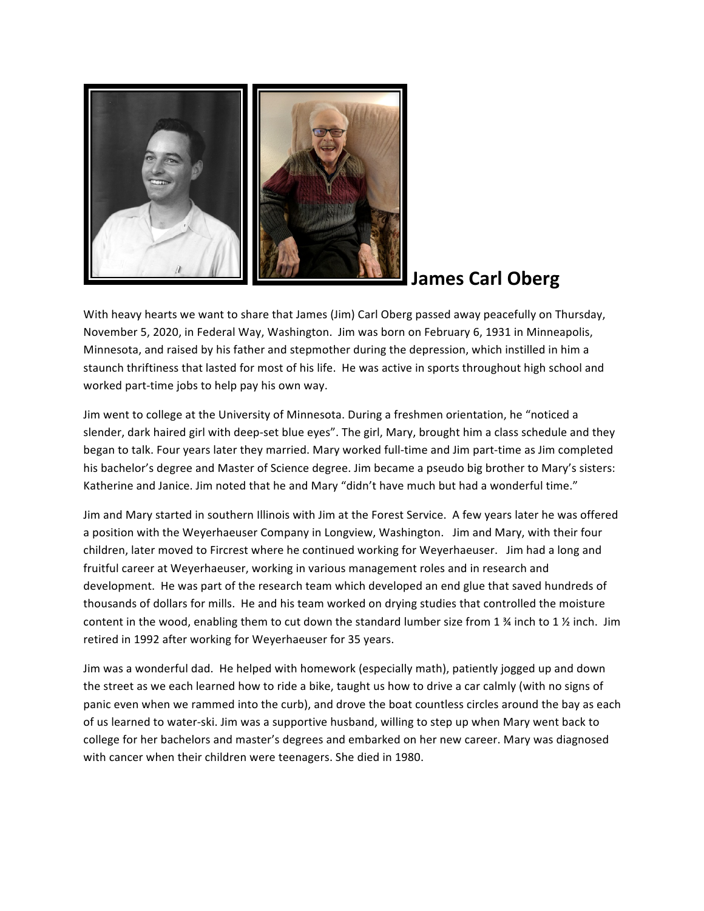# James Carl Oberg

With heavy hearts we want to share that James (Jim) Carl Oberg passed away peacefully on Thursday, November 5, 2020, in Federal Way, Washington. Jim was born on February 6, 1931 in Minneapolis, Minnesota, and raised by his father and stepmother during the depression, which instilled in him a staunch thriftiness that lasted for most of his life. He was active in sports throughout high school and worked part-time jobs to help pay his own way.

Jim went to college at the University of Minnesota. During a freshmen orientation, he "noticed a slender, dark haired girl with deep-set blue eyes". The girl, Mary, brought him a class schedule and they began to talk. Four years later they married. Mary worked full-time and Jim part-time as Jim completed his bachelor's degree and Master of Science degree. Jim became a pseudo big brother to Mary's sisters: Katherine and Janice. Jim noted that he and Mary "didn't have much but had a wonderful time."

Jim and Mary started in southern Illinois with Jim at the Forest Service. A few years later he was offered a position with the Weyerhaeuser Company in Longview, Washington. Jim and Mary, with their four children, later moved to Fircrest where he continued working for Weyerhaeuser. Jim had a long and fruitful career at Weyerhaeuser, working in various management roles and in research and development. He was part of the research team which developed an end glue that saved hundreds of thousands of dollars for mills. He and his team worked on drying studies that controlled the moisture content in the wood, enabling them to cut down the standard lumber size from 1 ¾ inch to 1 ½ inch. Jim retired in 1992 after working for Weyerhaeuser for 35 years.

Jim was a wonderful dad. He helped with homework (especially math), patiently jogged up and down the street as we each learned how to ride a bike, taught us how to drive a car calmly (with no signs of panic even when we rammed into the curb), and drove the boat countless circles around the bay as each of us learned to water-ski. Jim was a supportive husband, willing to step up when Mary went back to college for her bachelors and master's degrees and embarked on her new career. Mary was diagnosed with cancer when their children were teenagers. She died in 1980.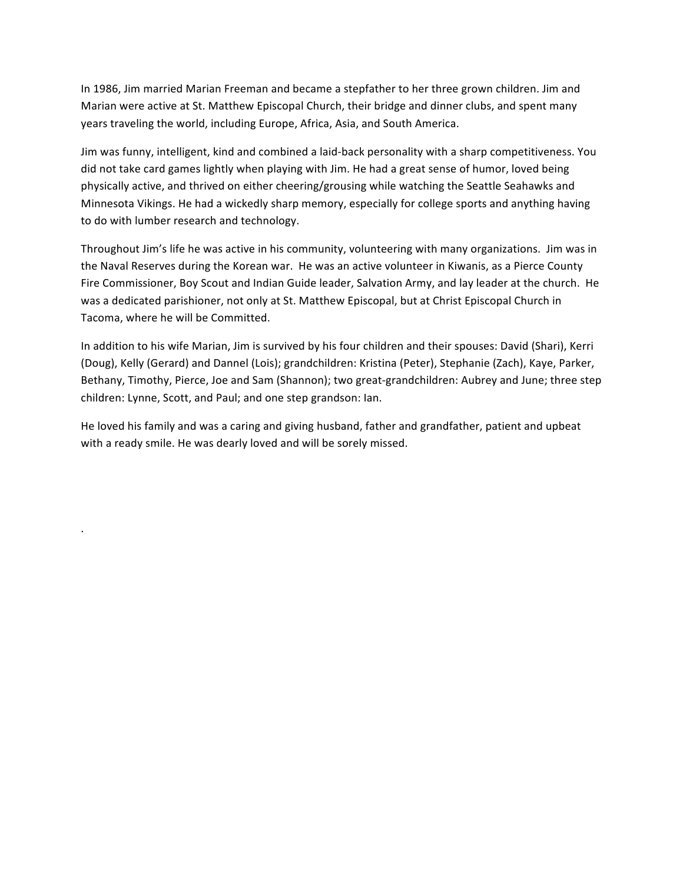In 1986, Jim married Marian Freeman and became a stepfather to her three grown children. Jim and Marian were active at St. Matthew Episcopal Church, their bridge and dinner clubs, and spent many years traveling the world, including Europe, Africa, Asia, and South America.

Jim was funny, intelligent, kind and combined a laid-back personality with a sharp competitiveness. You did not take card games lightly when playing with Jim. He had a great sense of humor, loved being physically active, and thrived on either cheering/grousing while watching the Seattle Seahawks and Minnesota Vikings. He had a wickedly sharp memory, especially for college sports and anything having to do with lumber research and technology.

Throughout Jim's life he was active in his community, volunteering with many organizations. Jim was in the Naval Reserves during the Korean war. He was an active volunteer in Kiwanis, as a Pierce County Fire Commissioner, Boy Scout and Indian Guide leader, Salvation Army, and lay leader at the church. He was a dedicated parishioner, not only at St. Matthew Episcopal, but at Christ Episcopal Church in Tacoma, where he will be Committed.

In addition to his wife Marian, Jim is survived by his four children and their spouses: David (Shari), Kerri (Doug), Kelly (Gerard) and Dannel (Lois); grandchildren: Kristina (Peter), Stephanie (Zach), Kaye, Parker, Bethany, Timothy, Pierce, Joe and Sam (Shannon); two great-grandchildren: Aubrey and June; three step children: Lynne, Scott, and Paul; and one step grandson: Ian.

He loved his family and was a caring and giving husband, father and grandfather, patient and upbeat with a ready smile. He was dearly loved and will be sorely missed.

.